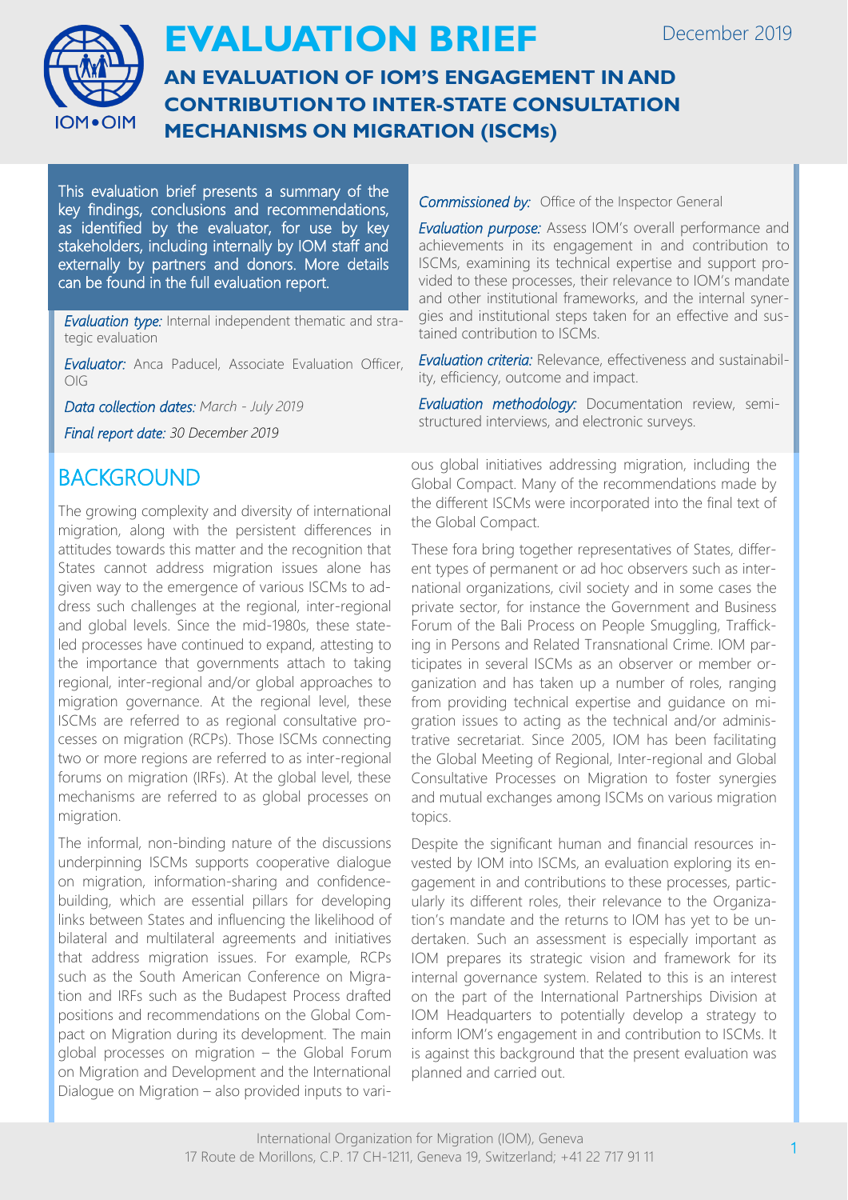# EVALUATION BRIEF

December 2019

## AN EVALUATION OF IOM'S ENGAGEMENT IN AND CONTRIBUTION TO INTER-STATE CONSULTATION MECHANISMS ON MIGRATION (ISCMs)

This evaluation brief presents a summary of the key findings, conclusions and recommendations, as identified by the evaluator, for use by key stakeholders, including internally by IOM staff and externally by partners and donors. More details can be found in the full evaluation report.

*Evaluation type:* Internal independent thematic and strategic evaluation

*Evaluator:* Anca Paducel, Associate Evaluation Officer, OIG

*Data collection dates: March - July 2019*

*Final report date: 30 December 2019*

*Commissioned by:* Office of the Inspector General

*Evaluation purpose:* Assess IOM's overall performance and achievements in its engagement in and contribution to ISCMs, examining its technical expertise and support provided to these processes, their relevance to IOM's mandate and other institutional frameworks, and the internal synergies and institutional steps taken for an effective and sustained contribution to ISCMs.

*Evaluation criteria:* Relevance, effectiveness and sustainability, efficiency, outcome and impact.

*Evaluation methodology:* Documentation review, semi-structured interviews, and electronic surveys.

## BACKGROUND

The growing complexity and diversity of international migration, along with the persistent differences in attitudes towards this matter and the recognition that States cannot address migration issues alone has given way to the emergence of various ISCMs to address such challenges at the regional, inter-regional and global levels. Since the mid-1980s, these state-led processes have continued to expand, attesting to the importance that governments attach to taking regional, inter-regional and/or global approaches to migration governance. At the regional level, these ISCMs are referred to as regional consultative processes on migration (RCPs). Those ISCMs connecting two or more regions are referred to as inter-regional forums on migration (IRFs). At the global level, these mechanisms are referred to as global processes on migration.

The informal, non-binding nature of the discussions underpinning ISCMs supports cooperative dialogue on migration, information-sharing and confidence-building, which are essential pillars for developing links between States and influencing the likelihood of bilateral and multilateral agreements and initiatives that address migration issues. For example, RCPs such as the South American Conference on Migration and IRFs such as the Budapest Process drafted positions and recommendations on the Global Compact on Migration during its development. The main global processes on migration – the Global Forum on Migration and Development and the International Dialogue on Migration – also provided inputs to various global initiatives addressing migration, including the Global Compact. Many of the recommendations made by the different ISCMs were incorporated into the final text of the Global Compact.

These fora bring together representatives of States, different types of permanent or ad hoc observers such as international organizations, civil society and in some cases the private sector, for instance the Government and Business Forum of the Bali Process on People Smuggling, Trafficking in Persons and Related Transnational Crime. IOM participates in several ISCMs as an observer or member organization and has taken up a number of roles, ranging from providing technical expertise and guidance on migration issues to acting as the technical and/or administrative secretariat. Since 2005, IOM has been facilitating the Global Meeting of Regional, Inter-regional and Global Consultative Processes on Migration to foster synergies and mutual exchanges among ISCMs on various migration topics.

Despite the significant human and financial resources invested by IOM into ISCMs, an evaluation exploring its engagement in and contributions to these processes, particularly its different roles, their relevance to the Organization's mandate and the returns to IOM has yet to be undertaken. Such an assessment is especially important as IOM prepares its strategic vision and framework for its internal governance system. Related to this is an interest on the part of the International Partnerships Division at IOM Headquarters to potentially develop a strategy to inform IOM's engagement in and contribution to ISCMs. It is against this background that the present evaluation was planned and carried out.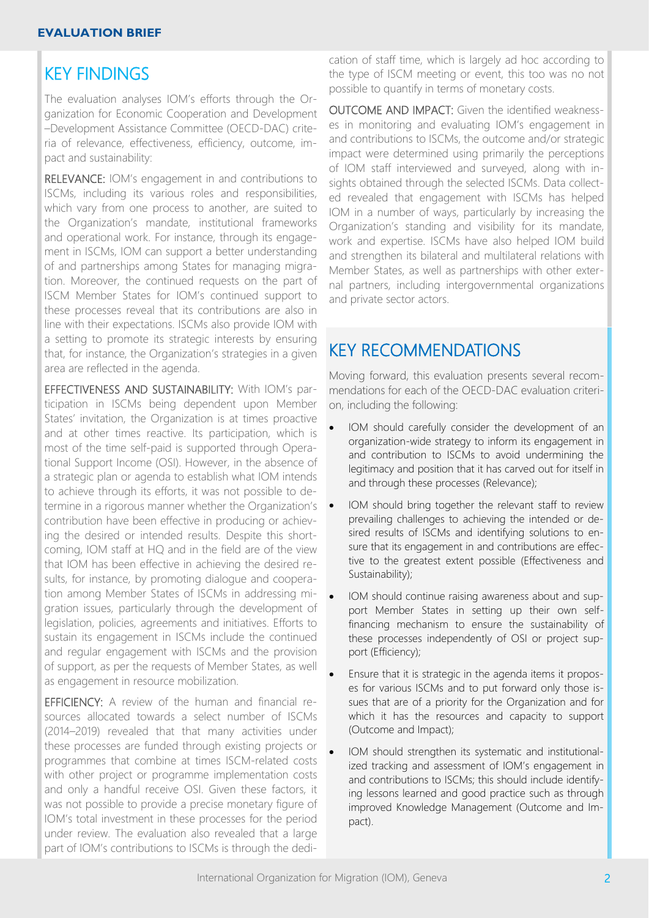## KEY FINDINGS

The evaluation analyses IOM's efforts through the Organization for Economic Cooperation and Development –Development Assistance Committee (OECD-DAC) criteria of relevance, effectiveness, efficiency, outcome, impact and sustainability:

**RELEVANCE:** IOM's engagement in and contributions to ISCMs, including its various roles and responsibilities, which vary from one process to another, are suited to the Organization's mandate, institutional frameworks and operational work. For instance, through its engagement in ISCMs, IOM can support a better understanding of and partnerships among States for managing migration. Moreover, the continued requests on the part of ISCM Member States for IOM's continued support to these processes reveal that its contributions are also in line with their expectations. ISCMs also provide IOM with a setting to promote its strategic interests by ensuring that, for instance, the Organization's strategies in a given area are reflected in the agenda.

**EFFECTIVENESS AND SUSTAINABILITY:** With IOM's participation in ISCMs being dependent upon Member States' invitation, the Organization is at times proactive and at other times reactive. Its participation, which is most of the time self-paid is supported through Operational Support Income (OSI). However, in the absence of a strategic plan or agenda to establish what IOM intends to achieve through its efforts, it was not possible to determine in a rigorous manner whether the Organization's contribution have been effective in producing or achieving the desired or intended results. Despite this shortcoming, IOM staff at HQ and in the field are of the view that IOM has been effective in achieving the desired results, for instance, by promoting dialogue and cooperation among Member States of ISCMs in addressing migration issues, particularly through the development of legislation, policies, agreements and initiatives. Efforts to sustain its engagement in ISCMs include the continued and regular engagement with ISCMs and the provision of support, as per the requests of Member States, as well as engagement in resource mobilization.

**EFFICIENCY:** A review of the human and financial resources allocated towards a select number of ISCMs (2014–2019) revealed that that many activities under these processes are funded through existing projects or programmes that combine at times ISCM-related costs with other project or programme implementation costs and only a handful receive OSI. Given these factors, it was not possible to provide a precise monetary figure of IOM's total investment in these processes for the period under review. The evaluation also revealed that a large part of IOM's contributions to ISCMs is through the dedication of staff time, which is largely ad hoc according to the type of ISCM meeting or event, this too was no not possible to quantify in terms of monetary costs.

**OUTCOME AND IMPACT:** Given the identified weaknesses in monitoring and evaluating IOM's engagement in and contributions to ISCMs, the outcome and/or strategic impact were determined using primarily the perceptions of IOM staff interviewed and surveyed, along with insights obtained through the selected ISCMs. Data collected revealed that engagement with ISCMs has helped IOM in a number of ways, particularly by increasing the Organization's standing and visibility for its mandate, work and expertise. ISCMs have also helped IOM build and strengthen its bilateral and multilateral relations with Member States, as well as partnerships with other external partners, including intergovernmental organizations and private sector actors.

## KEY RECOMMENDATIONS

Moving forward, this evaluation presents several recommendations for each of the OECD-DAC evaluation criterion, including the following:

- IOM should carefully consider the development of an organization-wide strategy to inform its engagement in and contribution to ISCMs to avoid undermining the legitimacy and position that it has carved out for itself in and through these processes (Relevance);
- IOM should bring together the relevant staff to review prevailing challenges to achieving the intended or desired results of ISCMs and identifying solutions to ensure that its engagement in and contributions are effective to the greatest extent possible (Effectiveness and Sustainability);
- IOM should continue raising awareness about and support Member States in setting up their own self-financing mechanism to ensure the sustainability of these processes independently of OSI or project support (Efficiency);
- Ensure that it is strategic in the agenda items it proposes for various ISCMs and to put forward only those issues that are of a priority for the Organization and for which it has the resources and capacity to support (Outcome and Impact);
- IOM should strengthen its systematic and institutionalized tracking and assessment of IOM's engagement in and contributions to ISCMs; this should include identifying lessons learned and good practice such as through improved Knowledge Management (Outcome and Impact).